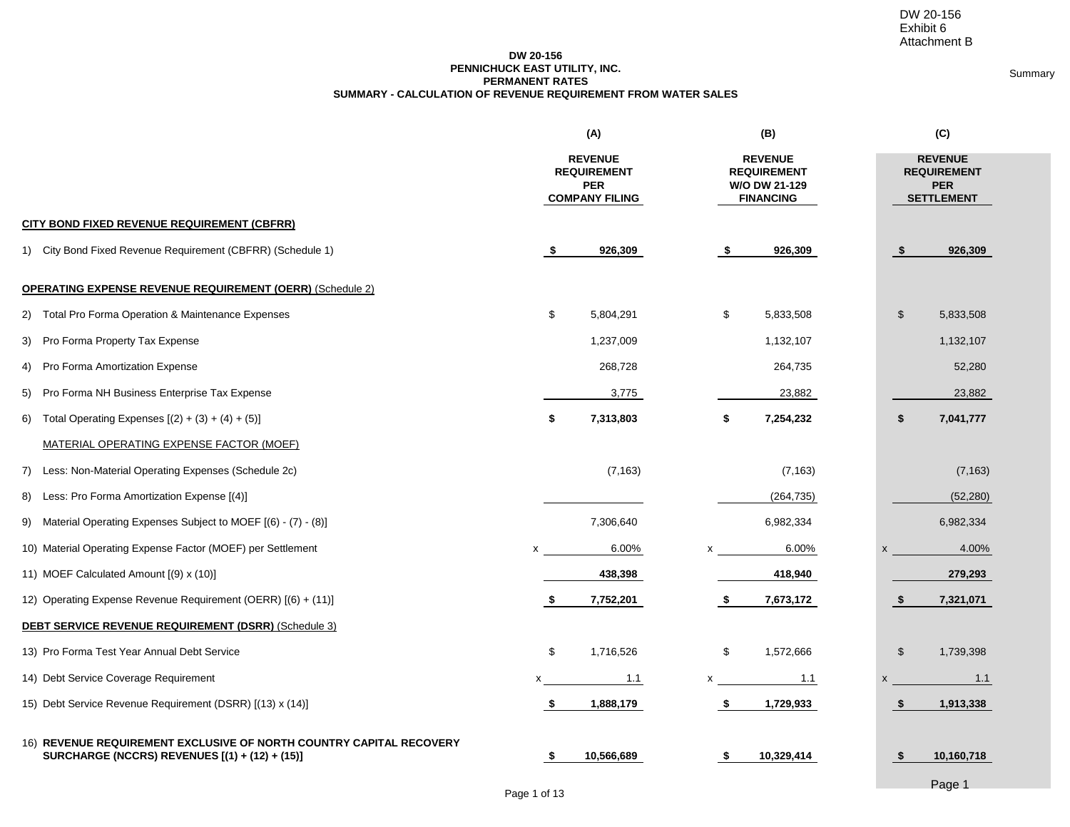DW 20-156
Exhibit 6
Attachment B

Summary

**DW 20-156**
**PENNICHUCK EAST UTILITY, INC.**
**PERMANENT RATES**
**SUMMARY - CALCULATION OF REVENUE REQUIREMENT FROM WATER SALES**

| | (A) REVENUE REQUIREMENT PER COMPANY FILING | (B) REVENUE REQUIREMENT W/O DW 21-129 FINANCING | (C) REVENUE REQUIREMENT PER SETTLEMENT |
|---|---|---|---|
| **CITY BOND FIXED REVENUE REQUIREMENT (CBFRR)** | | | |
| 1) City Bond Fixed Revenue Requirement (CBFRR) (Schedule 1) | **$ 926,309** | **$ 926,309** | **$ 926,309** |
| **OPERATING EXPENSE REVENUE REQUIREMENT (OERR)** (Schedule 2) | | | |
| 2) Total Pro Forma Operation & Maintenance Expenses | $ 5,804,291 | $ 5,833,508 | $ 5,833,508 |
| 3) Pro Forma Property Tax Expense | 1,237,009 | 1,132,107 | 1,132,107 |
| 4) Pro Forma Amortization Expense | 268,728 | 264,735 | 52,280 |
| 5) Pro Forma NH Business Enterprise Tax Expense | 3,775 | 23,882 | 23,882 |
| 6) Total Operating Expenses [(2) + (3) + (4) + (5)] | **$ 7,313,803** | **$ 7,254,232** | **$ 7,041,777** |
| MATERIAL OPERATING EXPENSE FACTOR (MOEF) | | | |
| 7) Less: Non-Material Operating Expenses (Schedule 2c) | (7,163) | (7,163) | (7,163) |
| 8) Less: Pro Forma Amortization Expense [(4)] | | (264,735) | (52,280) |
| 9) Material Operating Expenses Subject to MOEF [(6) - (7) - (8)] | 7,306,640 | 6,982,334 | 6,982,334 |
| 10) Material Operating Expense Factor (MOEF) per Settlement | x 6.00% | x 6.00% | x 4.00% |
| 11) MOEF Calculated Amount [(9) x (10)] | **438,398** | **418,940** | **279,293** |
| 12) Operating Expense Revenue Requirement (OERR) [(6) + (11)] | **$ 7,752,201** | **$ 7,673,172** | **$ 7,321,071** |
| **DEBT SERVICE REVENUE REQUIREMENT (DSRR)** (Schedule 3) | | | |
| 13) Pro Forma Test Year Annual Debt Service | $ 1,716,526 | $ 1,572,666 | $ 1,739,398 |
| 14) Debt Service Coverage Requirement | x 1.1 | x 1.1 | x 1.1 |
| 15) Debt Service Revenue Requirement (DSRR) [(13) x (14)] | **$ 1,888,179** | **$ 1,729,933** | **$ 1,913,338** |
| 16) **REVENUE REQUIREMENT EXCLUSIVE OF NORTH COUNTRY CAPITAL RECOVERY SURCHARGE (NCCRS) REVENUES [(1) + (12) + (15)]** | **$ 10,566,689** | **$ 10,329,414** | **$ 10,160,718** |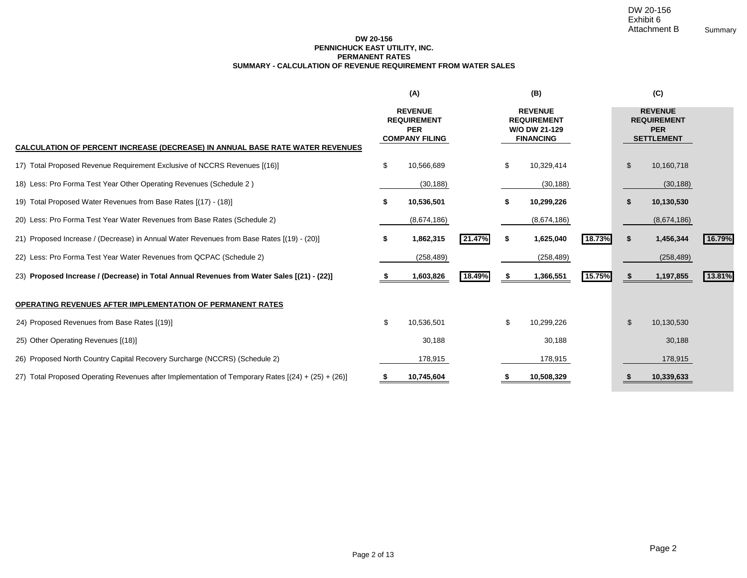DW 20-156
Exhibit 6
Attachment B

Summary

**DW 20-156**
**PENNICHUCK EAST UTILITY, INC.**
**PERMANENT RATES**
**SUMMARY - CALCULATION OF REVENUE REQUIREMENT FROM WATER SALES**

| | (A) | | (B) | | (C) | |
|---|---|---|---|---|---|---|
| **CALCULATION OF PERCENT INCREASE (DECREASE) IN ANNUAL BASE RATE WATER REVENUES** | **REVENUE REQUIREMENT PER COMPANY FILING** | | **REVENUE REQUIREMENT W/O DW 21-129 FINANCING** | | **REVENUE REQUIREMENT PER SETTLEMENT** | |
| 17) Total Proposed Revenue Requirement Exclusive of NCCRS Revenues [(16)] | $ 10,566,689 | | $ 10,329,414 | | $ 10,160,718 | |
| 18) Less: Pro Forma Test Year Other Operating Revenues (Schedule 2 ) | (30,188) | | (30,188) | | (30,188) | |
| 19) Total Proposed Water Revenues from Base Rates [(17) - (18)] | **$ 10,536,501** | | **$ 10,299,226** | | **$ 10,130,530** | |
| 20) Less: Pro Forma Test Year Water Revenues from Base Rates (Schedule 2) | (8,674,186) | | (8,674,186) | | (8,674,186) | |
| 21) Proposed Increase / (Decrease) in Annual Water Revenues from Base Rates [(19) - (20)] | **$ 1,862,315** | **21.47%** | **$ 1,625,040** | **18.73%** | **$ 1,456,344** | **16.79%** |
| 22) Less: Pro Forma Test Year Water Revenues from QCPAC (Schedule 2) | (258,489) | | (258,489) | | (258,489) | |
| 23) **Proposed Increase / (Decrease) in Total Annual Revenues from Water Sales [(21) - (22)]** | **$ 1,603,826** | **18.49%** | **$ 1,366,551** | **15.75%** | **$ 1,197,855** | **13.81%** |
| **OPERATING REVENUES AFTER IMPLEMENTATION OF PERMANENT RATES** | | | | | | |
| 24) Proposed Revenues from Base Rates [(19)] | $ 10,536,501 | | $ 10,299,226 | | $ 10,130,530 | |
| 25) Other Operating Revenues [(18)] | 30,188 | | 30,188 | | 30,188 | |
| 26) Proposed North Country Capital Recovery Surcharge (NCCRS) (Schedule 2) | 178,915 | | 178,915 | | 178,915 | |
| 27) Total Proposed Operating Revenues after Implementation of Temporary Rates [(24) + (25) + (26)] | **$ 10,745,604** | | **$ 10,508,329** | | **$ 10,339,633** | |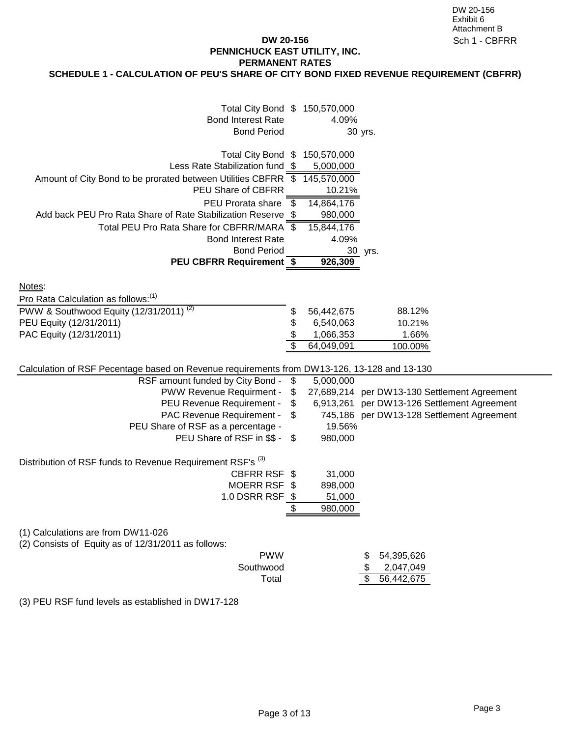DW 20-156
Exhibit 6
Attachment B
Sch 1 - CBFRR

**DW 20-156**
**PENNICHUCK EAST UTILITY, INC.**
**PERMANENT RATES**
**SCHEDULE 1 - CALCULATION OF PEU'S SHARE OF CITY BOND FIXED REVENUE REQUIREMENT (CBFRR)**

| | | | |
|---|---|---|---|
| Total City Bond | $ | 150,570,000 | |
| Bond Interest Rate | | 4.09% | |
| Bond Period | | 30 | yrs. |
| | | | |
| Total City Bond | $ | 150,570,000 | |
| Less Rate Stabilization fund | $ | 5,000,000 | |
| Amount of City Bond to be prorated between Utilities CBFRR | $ | 145,570,000 | |
| PEU Share of CBFRR | | 10.21% | |
| PEU Prorata share | $ | 14,864,176 | |
| Add back PEU Pro Rata Share of Rate Stabilization Reserve | $ | 980,000 | |
| Total PEU Pro Rata Share for CBFRR/MARA | $ | 15,844,176 | |
| Bond Interest Rate | | 4.09% | |
| Bond Period | | 30 | yrs. |
| **PEU CBFRR Requirement** | **$** | **926,309** | |

Notes:

Pro Rata Calculation as follows:[1]

| | | | |
|---|---|---|---|
| PWW & Southwood Equity (12/31/2011) [2] | $ | 56,442,675 | 88.12% |
| PEU Equity (12/31/2011) | $ | 6,540,063 | 10.21% |
| PAC Equity (12/31/2011) | $ | 1,066,353 | 1.66% |
| | $ | 64,049,091 | 100.00% |

Calculation of RSF Pecentage based on Revenue requirements from DW13-126, 13-128 and 13-130

| | | | |
|---|---|---|---|
| RSF amount funded by City Bond - | $ | 5,000,000 | |
| PWW Revenue Requirment - | $ | 27,689,214 | per DW13-130 Settlement Agreement |
| PEU Revenue Requirement - | $ | 6,913,261 | per DW13-126 Settlement Agreement |
| PAC Revenue Requirement - | $ | 745,186 | per DW13-128 Settlement Agreement |
| PEU Share of RSF as a percentage - | | 19.56% | |
| PEU Share of RSF in $$ - | $ | 980,000 | |

Distribution of RSF funds to Revenue Requirement RSF's [3]

| | | |
|---|---|---|
| CBFRR RSF | $ | 31,000 |
| MOERR RSF | $ | 898,000 |
| 1.0 DSRR RSF | $ | 51,000 |
| | $ | 980,000 |

(1) Calculations are from DW11-026

(2) Consists of Equity as of 12/31/2011 as follows:

| | | |
|---|---|---|
| PWW | $ | 54,395,626 |
| Southwood | $ | 2,047,049 |
| Total | $ | 56,442,675 |

(3) PEU RSF fund levels as established in DW17-128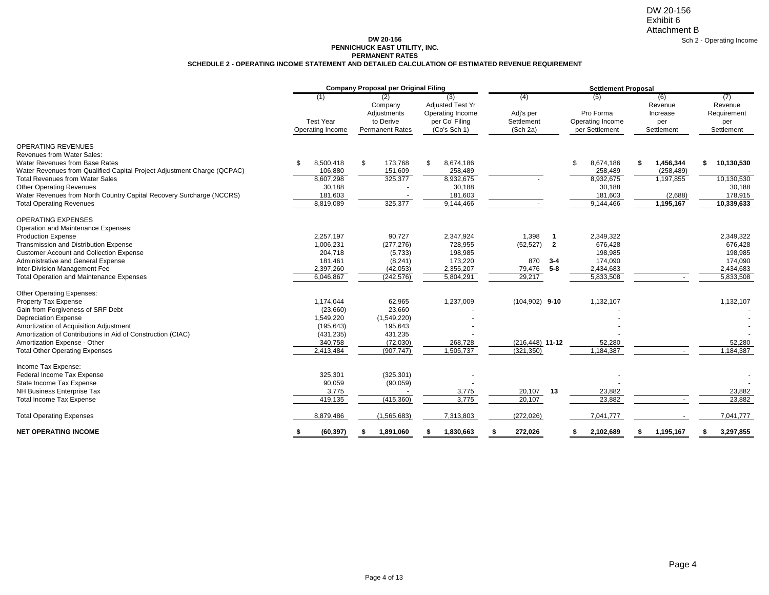DW 20-156
Exhibit 6
Attachment B

Sch 2 - Operating Income

**DW 20-156**
**PENNICHUCK EAST UTILITY, INC.**
**PERMANENT RATES**
**SCHEDULE 2 - OPERATING INCOME STATEMENT AND DETAILED CALCULATION OF ESTIMATED REVENUE REQUIREMENT**

| | **Company Proposal per Original Filing** | | | **Settlement Proposal** | | | | |
|---|---|---|---|---|---|---|---|---|
| | (1) Test Year Operating Income | (2) Company Adjustments to Derive Permanent Rates | (3) Adjusted Test Yr Operating Income per Co' Filing (Co's Sch 1) | (4) Adj's per Settlement (Sch 2a) | | (5) Pro Forma Operating Income per Settlement | (6) Revenue Increase per Settlement | (7) Revenue Requirement per Settlement |
| OPERATING REVENUES | | | | | | | | |
| Revenues from Water Sales: | | | | | | | | |
| Water Revenues from Base Rates | $ 8,500,418 | $ 173,768 | $ 8,674,186 | | | $ 8,674,186 | **$ 1,456,344** | **$ 10,130,530** |
| Water Revenues from Qualified Capital Project Adjustment Charge (QCPAC) | 106,880 | 151,609 | 258,489 | | | 258,489 | (258,489) | - |
| Total Revenues from Water Sales | 8,607,298 | 325,377 | 8,932,675 | - | | 8,932,675 | 1,197,855 | 10,130,530 |
| Other Operating Revenues | 30,188 | - | 30,188 | | | 30,188 | | 30,188 |
| Water Revenues from North Country Capital Recovery Surcharge (NCCRS) | 181,603 | - | 181,603 | | | 181,603 | (2,688) | 178,915 |
| Total Operating Revenues | 8,819,089 | 325,377 | 9,144,466 | - | | 9,144,466 | **1,195,167** | **10,339,633** |
| OPERATING EXPENSES | | | | | | | | |
| Operation and Maintenance Expenses: | | | | | | | | |
| Production Expense | 2,257,197 | 90,727 | 2,347,924 | 1,398 | **1** | 2,349,322 | | 2,349,322 |
| Transmission and Distribution Expense | 1,006,231 | (277,276) | 728,955 | (52,527) | **2** | 676,428 | | 676,428 |
| Customer Account and Collection Expense | 204,718 | (5,733) | 198,985 | | | 198,985 | | 198,985 |
| Administrative and General Expense | 181,461 | (8,241) | 173,220 | 870 | **3-4** | 174,090 | | 174,090 |
| Inter-Division Management Fee | 2,397,260 | (42,053) | 2,355,207 | 79,476 | **5-8** | 2,434,683 | | 2,434,683 |
| Total Operation and Maintenance Expenses | 6,046,867 | (242,576) | 5,804,291 | 29,217 | | 5,833,508 | - | 5,833,508 |
| Other Operating Expenses: | | | | | | | | |
| Property Tax Expense | 1,174,044 | 62,965 | 1,237,009 | (104,902) | **9-10** | 1,132,107 | | 1,132,107 |
| Gain from Forgiveness of SRF Debt | (23,660) | 23,660 | - | | | - | | - |
| Depreciation Expense | 1,549,220 | (1,549,220) | - | | | - | | - |
| Amortization of Acquisition Adjustment | (195,643) | 195,643 | - | | | - | | - |
| Amortization of Contributions in Aid of Construction (CIAC) | (431,235) | 431,235 | - | | | - | | - |
| Amortization Expense - Other | 340,758 | (72,030) | 268,728 | (216,448) | **11-12** | 52,280 | | 52,280 |
| Total Other Operating Expenses | 2,413,484 | (907,747) | 1,505,737 | (321,350) | | 1,184,387 | - | 1,184,387 |
| Income Tax Expense: | | | | | | | | |
| Federal Income Tax Expense | 325,301 | (325,301) | - | | | - | | - |
| State Income Tax Expense | 90,059 | (90,059) | - | | | - | | - |
| NH Business Enterprise Tax | 3,775 | - | 3,775 | 20,107 | **13** | 23,882 | | 23,882 |
| Total Income Tax Expense | 419,135 | (415,360) | 3,775 | 20,107 | | 23,882 | - | 23,882 |
| Total Operating Expenses | 8,879,486 | (1,565,683) | 7,313,803 | (272,026) | | 7,041,777 | - | 7,041,777 |
| **NET OPERATING INCOME** | **$ (60,397)** | **$ 1,891,060** | **$ 1,830,663** | **$ 272,026** | | **$ 2,102,689** | **$ 1,195,167** | **$ 3,297,855** |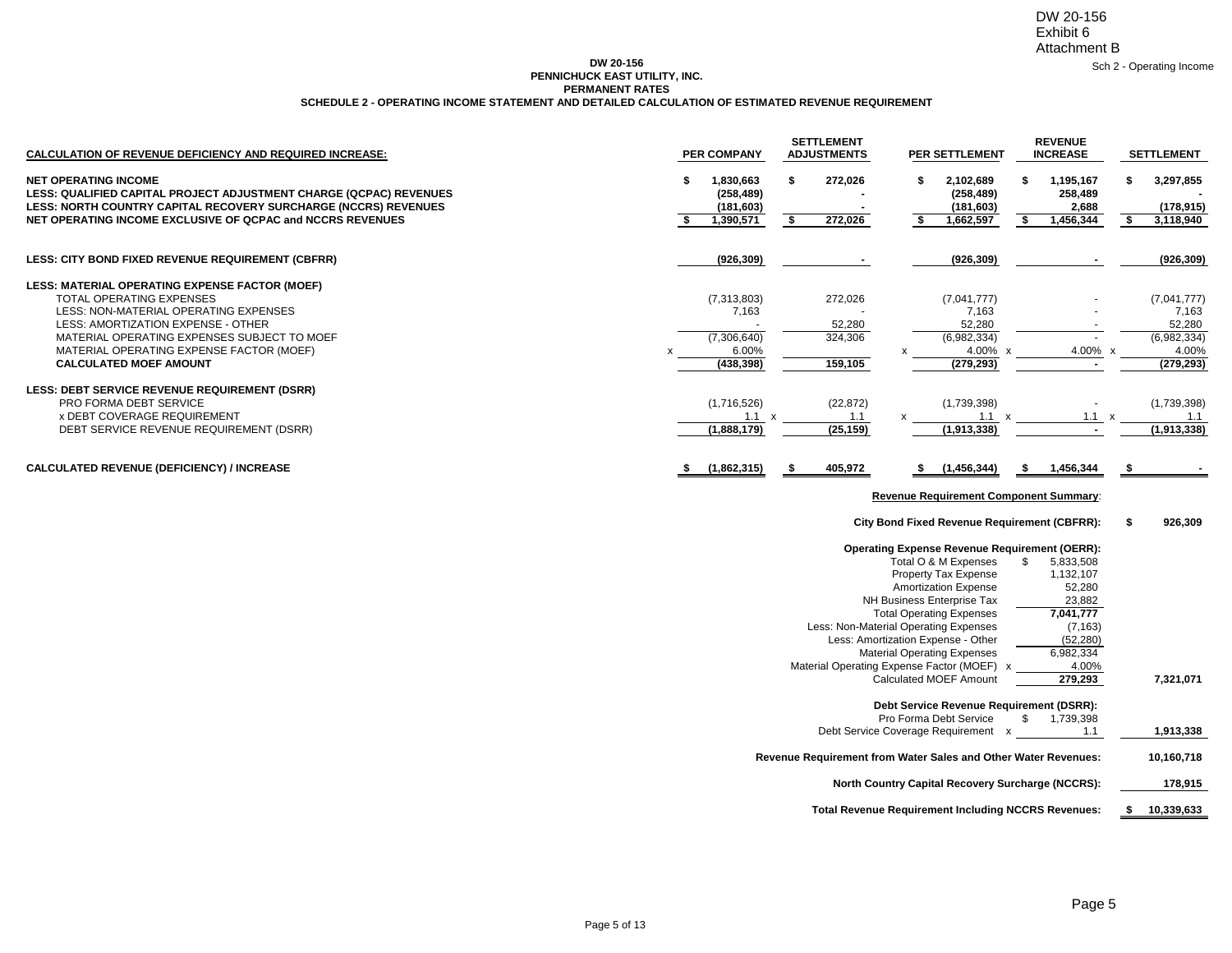DW 20-156
Exhibit 6
Attachment B

Sch 2 - Operating Income

**DW 20-156**
**PENNICHUCK EAST UTILITY, INC.**
**PERMANENT RATES**
**SCHEDULE 2 - OPERATING INCOME STATEMENT AND DETAILED CALCULATION OF ESTIMATED REVENUE REQUIREMENT**

| CALCULATION OF REVENUE DEFICIENCY AND REQUIRED INCREASE: | PER COMPANY | SETTLEMENT ADJUSTMENTS | PER SETTLEMENT | REVENUE INCREASE | SETTLEMENT |
|---|---|---|---|---|---|
| **NET OPERATING INCOME** | **$ 1,830,663** | **$ 272,026** | **$ 2,102,689** | **$ 1,195,167** | **$ 3,297,855** |
| **LESS: QUALIFIED CAPITAL PROJECT ADJUSTMENT CHARGE (QCPAC) REVENUES** | **(258,489)** | **-** | **(258,489)** | **258,489** | **-** |
| **LESS: NORTH COUNTRY CAPITAL RECOVERY SURCHARGE (NCCRS) REVENUES** | **(181,603)** | **-** | **(181,603)** | **2,688** | **(178,915)** |
| **NET OPERATING INCOME EXCLUSIVE OF QCPAC and NCCRS REVENUES** | **$ 1,390,571** | **$ 272,026** | **$ 1,662,597** | **$ 1,456,344** | **$ 3,118,940** |
| | | | | | |
| **LESS: CITY BOND FIXED REVENUE REQUIREMENT (CBFRR)** | **(926,309)** | **-** | **(926,309)** | **-** | **(926,309)** |
| | | | | | |
| **LESS: MATERIAL OPERATING EXPENSE FACTOR (MOEF)** | | | | | |
| TOTAL OPERATING EXPENSES | (7,313,803) | 272,026 | (7,041,777) | - | (7,041,777) |
| LESS: NON-MATERIAL OPERATING EXPENSES | 7,163 | - | 7,163 | - | 7,163 |
| LESS: AMORTIZATION EXPENSE - OTHER | - | 52,280 | 52,280 | - | 52,280 |
| MATERIAL OPERATING EXPENSES SUBJECT TO MOEF | (7,306,640) | 324,306 | (6,982,334) | - | (6,982,334) |
| MATERIAL OPERATING EXPENSE FACTOR (MOEF) | x 6.00% | | x 4.00% | x 4.00% | x 4.00% |
| **CALCULATED MOEF AMOUNT** | **(438,398)** | **159,105** | **(279,293)** | **-** | **(279,293)** |
| | | | | | |
| **LESS: DEBT SERVICE REVENUE REQUIREMENT (DSRR)** | | | | | |
| PRO FORMA DEBT SERVICE | (1,716,526) | (22,872) | (1,739,398) | - | (1,739,398) |
| x DEBT COVERAGE REQUIREMENT | 1.1 | x 1.1 | x 1.1 | x 1.1 | x 1.1 |
| DEBT SERVICE REVENUE REQUIREMENT (DSRR) | **(1,888,179)** | **(25,159)** | **(1,913,338)** | **-** | **(1,913,338)** |
| | | | | | |
| **CALCULATED REVENUE (DEFICIENCY) / INCREASE** | **$ (1,862,315)** | **$ 405,972** | **$ (1,456,344)** | **$ 1,456,344** | **$ -** |

**Revenue Requirement Component Summary**:

| | | |
|---|---|---|
| **City Bond Fixed Revenue Requirement (CBFRR):** | | **$ 926,309** |
| **Operating Expense Revenue Requirement (OERR):** | | |
| Total O & M Expenses | $ 5,833,508 | |
| Property Tax Expense | 1,132,107 | |
| Amortization Expense | 52,280 | |
| NH Business Enterprise Tax | 23,882 | |
| Total Operating Expenses | **7,041,777** | |
| Less: Non-Material Operating Expenses | (7,163) | |
| Less: Amortization Expense - Other | (52,280) | |
| Material Operating Expenses | 6,982,334 | |
| Material Operating Expense Factor (MOEF) x | 4.00% | |
| Calculated MOEF Amount | **279,293** | **7,321,071** |
| **Debt Service Revenue Requirement (DSRR):** | | |
| Pro Forma Debt Service | $ 1,739,398 | |
| Debt Service Coverage Requirement x | 1.1 | **1,913,338** |
| **Revenue Requirement from Water Sales and Other Water Revenues:** | | **10,160,718** |
| **North Country Capital Recovery Surcharge (NCCRS):** | | **178,915** |
| **Total Revenue Requirement Including NCCRS Revenues:** | | **$ 10,339,633** |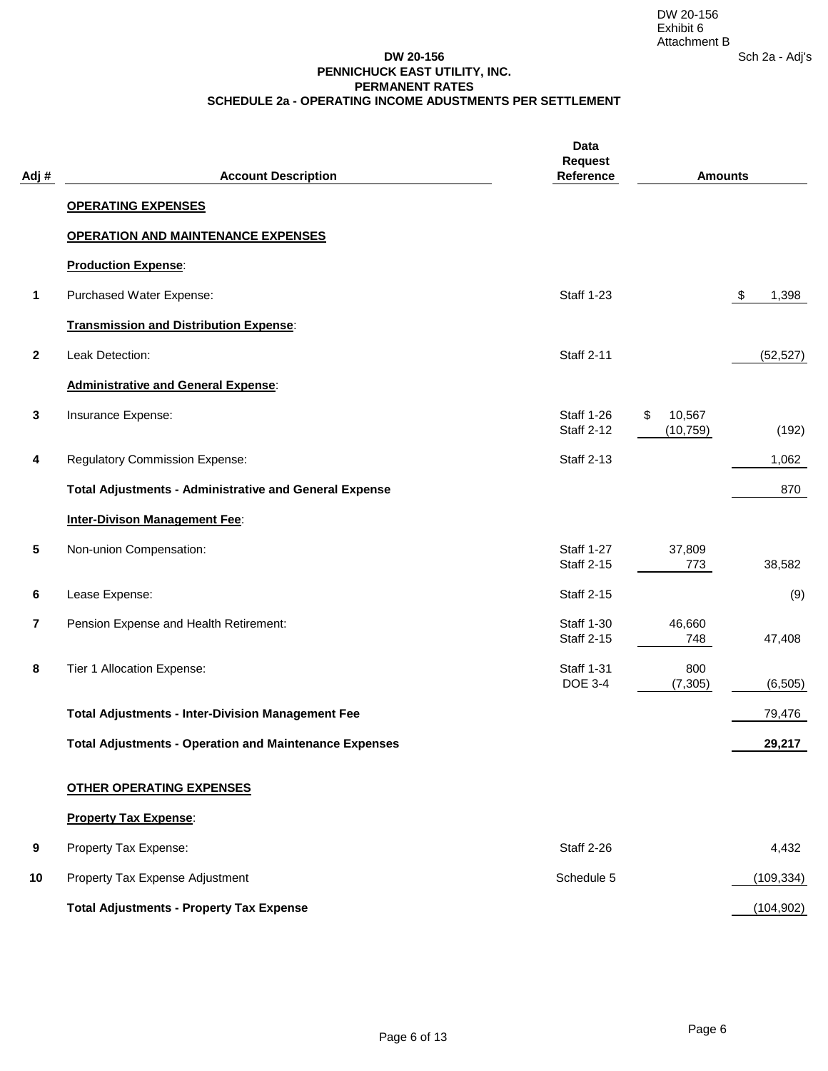DW 20-156
Exhibit 6
Attachment B

Sch 2a - Adj's

# DW 20-156
## PENNICHUCK EAST UTILITY, INC.
## PERMANENT RATES
## SCHEDULE 2a - OPERATING INCOME ADUSTMENTS PER SETTLEMENT

| Adj # | Account Description | Data Request Reference | Amounts | |
|---|---|---|---|---|
| | **OPERATING EXPENSES** | | | |
| | **OPERATION AND MAINTENANCE EXPENSES** | | | |
| | **Production Expense**: | | | |
| **1** | Purchased Water Expense: | Staff 1-23 | | $ 1,398 |
| | **Transmission and Distribution Expense**: | | | |
| **2** | Leak Detection: | Staff 2-11 | | (52,527) |
| | **Administrative and General Expense**: | | | |
| **3** | Insurance Expense: | Staff 1-26 | $ 10,567 | |
| | | Staff 2-12 | (10,759) | (192) |
| **4** | Regulatory Commission Expense: | Staff 2-13 | | 1,062 |
| | **Total Adjustments - Administrative and General Expense** | | | 870 |
| | **Inter-Divison Management Fee**: | | | |
| **5** | Non-union Compensation: | Staff 1-27 | 37,809 | |
| | | Staff 2-15 | 773 | 38,582 |
| **6** | Lease Expense: | Staff 2-15 | | (9) |
| **7** | Pension Expense and Health Retirement: | Staff 1-30 | 46,660 | |
| | | Staff 2-15 | 748 | 47,408 |
| **8** | Tier 1 Allocation Expense: | Staff 1-31 | 800 | |
| | | DOE 3-4 | (7,305) | (6,505) |
| | **Total Adjustments - Inter-Division Management Fee** | | | 79,476 |
| | **Total Adjustments - Operation and Maintenance Expenses** | | | **29,217** |
| | **OTHER OPERATING EXPENSES** | | | |
| | **Property Tax Expense**: | | | |
| **9** | Property Tax Expense: | Staff 2-26 | | 4,432 |
| **10** | Property Tax Expense Adjustment | Schedule 5 | | (109,334) |
| | **Total Adjustments - Property Tax Expense** | | | (104,902) |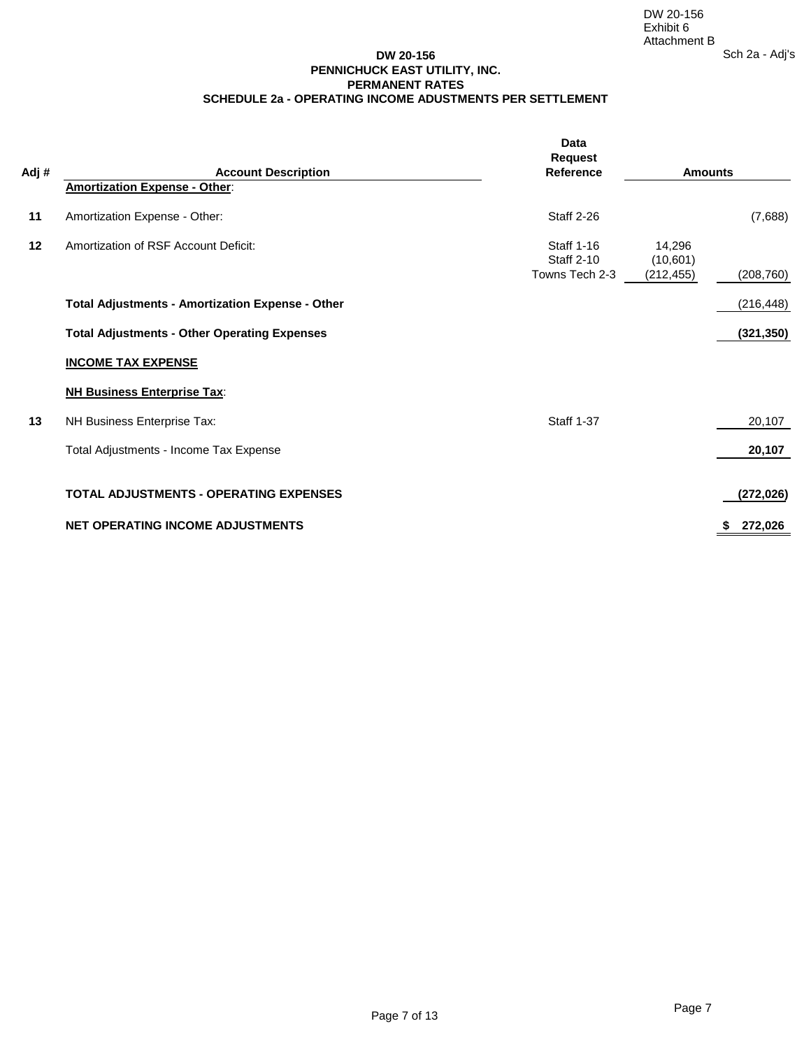DW 20-156
Exhibit 6
Attachment B

Sch 2a - Adj's

**DW 20-156**
**PENNICHUCK EAST UTILITY, INC.**
**PERMANENT RATES**
**SCHEDULE 2a - OPERATING INCOME ADUSTMENTS PER SETTLEMENT**

| Adj # | Account Description | Data Request Reference | Amounts | |
|---|---|---|---|---|
| | **Amortization Expense - Other**: | | | |
| **11** | Amortization Expense - Other: | Staff 2-26 | | (7,688) |
| **12** | Amortization of RSF Account Deficit: | Staff 1-16 | 14,296 | |
| | | Staff 2-10 | (10,601) | |
| | | Towns Tech 2-3 | (212,455) | (208,760) |
| | **Total Adjustments - Amortization Expense - Other** | | | (216,448) |
| | **Total Adjustments - Other Operating Expenses** | | | **(321,350)** |
| | **INCOME TAX EXPENSE** | | | |
| | **NH Business Enterprise Tax**: | | | |
| **13** | NH Business Enterprise Tax: | Staff 1-37 | | 20,107 |
| | Total Adjustments - Income Tax Expense | | | **20,107** |
| | **TOTAL ADJUSTMENTS - OPERATING EXPENSES** | | | **(272,026)** |
| | **NET OPERATING INCOME ADJUSTMENTS** | | | **$ 272,026** |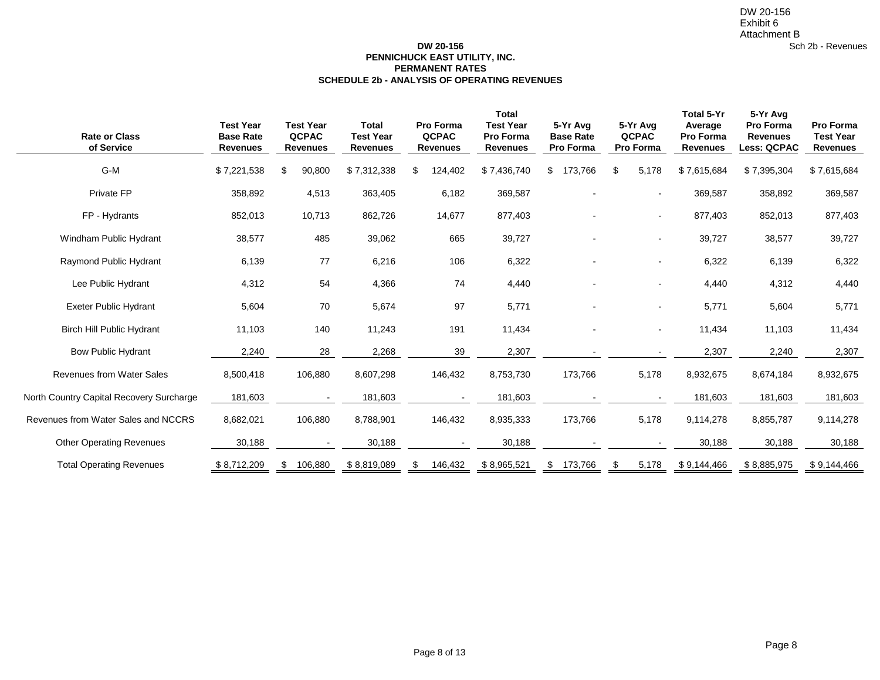DW 20-156
Exhibit 6
Attachment B
Sch 2b - Revenues

**DW 20-156**
**PENNICHUCK EAST UTILITY, INC.**
**PERMANENT RATES**
**SCHEDULE 2b - ANALYSIS OF OPERATING REVENUES**

| Rate or Class of Service | Test Year Base Rate Revenues | Test Year QCPAC Revenues | Total Test Year Revenues | Pro Forma QCPAC Revenues | Total Test Year Pro Forma Revenues | 5-Yr Avg Base Rate Pro Forma | 5-Yr Avg QCPAC Pro Forma | Total 5-Yr Average Pro Forma Revenues | 5-Yr Avg Pro Forma Revenues Less: QCPAC | Pro Forma Test Year Revenues |
|---|---|---|---|---|---|---|---|---|---|---|
| G-M | $ 7,221,538 | $ 90,800 | $ 7,312,338 | $ 124,402 | $ 7,436,740 | $ 173,766 | $ 5,178 | $ 7,615,684 | $ 7,395,304 | $ 7,615,684 |
| Private FP | 358,892 | 4,513 | 363,405 | 6,182 | 369,587 | - | - | 369,587 | 358,892 | 369,587 |
| FP - Hydrants | 852,013 | 10,713 | 862,726 | 14,677 | 877,403 | - | - | 877,403 | 852,013 | 877,403 |
| Windham Public Hydrant | 38,577 | 485 | 39,062 | 665 | 39,727 | - | - | 39,727 | 38,577 | 39,727 |
| Raymond Public Hydrant | 6,139 | 77 | 6,216 | 106 | 6,322 | - | - | 6,322 | 6,139 | 6,322 |
| Lee Public Hydrant | 4,312 | 54 | 4,366 | 74 | 4,440 | - | - | 4,440 | 4,312 | 4,440 |
| Exeter Public Hydrant | 5,604 | 70 | 5,674 | 97 | 5,771 | - | - | 5,771 | 5,604 | 5,771 |
| Birch Hill Public Hydrant | 11,103 | 140 | 11,243 | 191 | 11,434 | - | - | 11,434 | 11,103 | 11,434 |
| Bow Public Hydrant | 2,240 | 28 | 2,268 | 39 | 2,307 | - | - | 2,307 | 2,240 | 2,307 |
| Revenues from Water Sales | 8,500,418 | 106,880 | 8,607,298 | 146,432 | 8,753,730 | 173,766 | 5,178 | 8,932,675 | 8,674,184 | 8,932,675 |
| North Country Capital Recovery Surcharge | 181,603 | - | 181,603 | - | 181,603 | - | - | 181,603 | 181,603 | 181,603 |
| Revenues from Water Sales and NCCRS | 8,682,021 | 106,880 | 8,788,901 | 146,432 | 8,935,333 | 173,766 | 5,178 | 9,114,278 | 8,855,787 | 9,114,278 |
| Other Operating Revenues | 30,188 | - | 30,188 | - | 30,188 | - | - | 30,188 | 30,188 | 30,188 |
| Total Operating Revenues | $ 8,712,209 | $ 106,880 | $ 8,819,089 | $ 146,432 | $ 8,965,521 | $ 173,766 | $ 5,178 | $ 9,144,466 | $ 8,885,975 | $ 9,144,466 |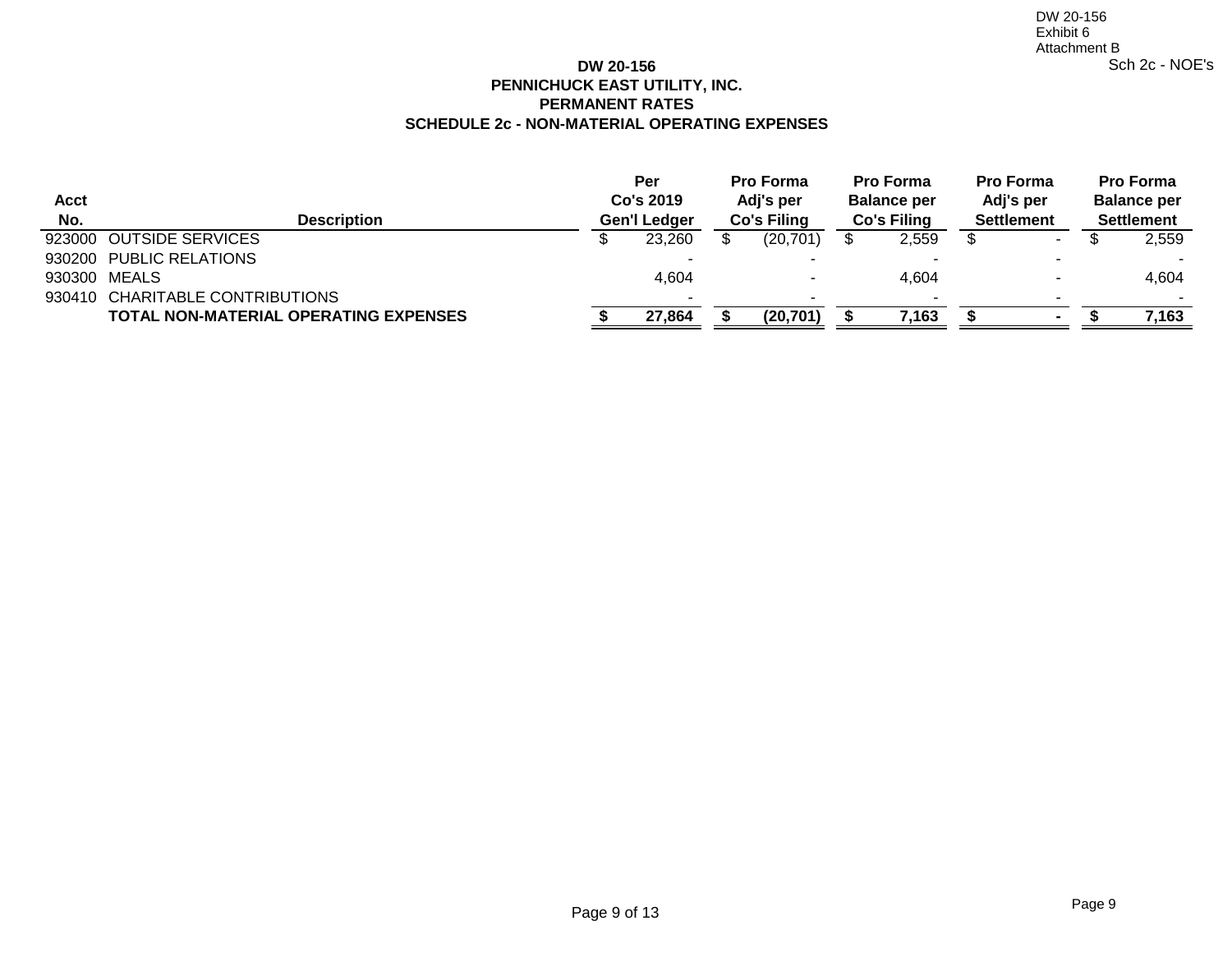DW 20-156
Exhibit 6
Attachment B
Sch 2c - NOE's

# DW 20-156
## PENNICHUCK EAST UTILITY, INC.
## PERMANENT RATES
## SCHEDULE 2c - NON-MATERIAL OPERATING EXPENSES

| Acct No. | Description | Per Co's 2019 Gen'l Ledger | Pro Forma Adj's per Co's Filing | Pro Forma Balance per Co's Filing | Pro Forma Adj's per Settlement | Pro Forma Balance per Settlement |
|---|---|---|---|---|---|---|
| 923000 | OUTSIDE SERVICES | $ 23,260 | $ (20,701) | $ 2,559 | $ - | $ 2,559 |
| 930200 | PUBLIC RELATIONS | - | - | - | - | - |
| 930300 | MEALS | 4,604 | - | 4,604 | - | 4,604 |
| 930410 | CHARITABLE CONTRIBUTIONS | - | - | - | - | - |
| | **TOTAL NON-MATERIAL OPERATING EXPENSES** | **$ 27,864** | **$ (20,701)** | **$ 7,163** | **$ -** | **$ 7,163** |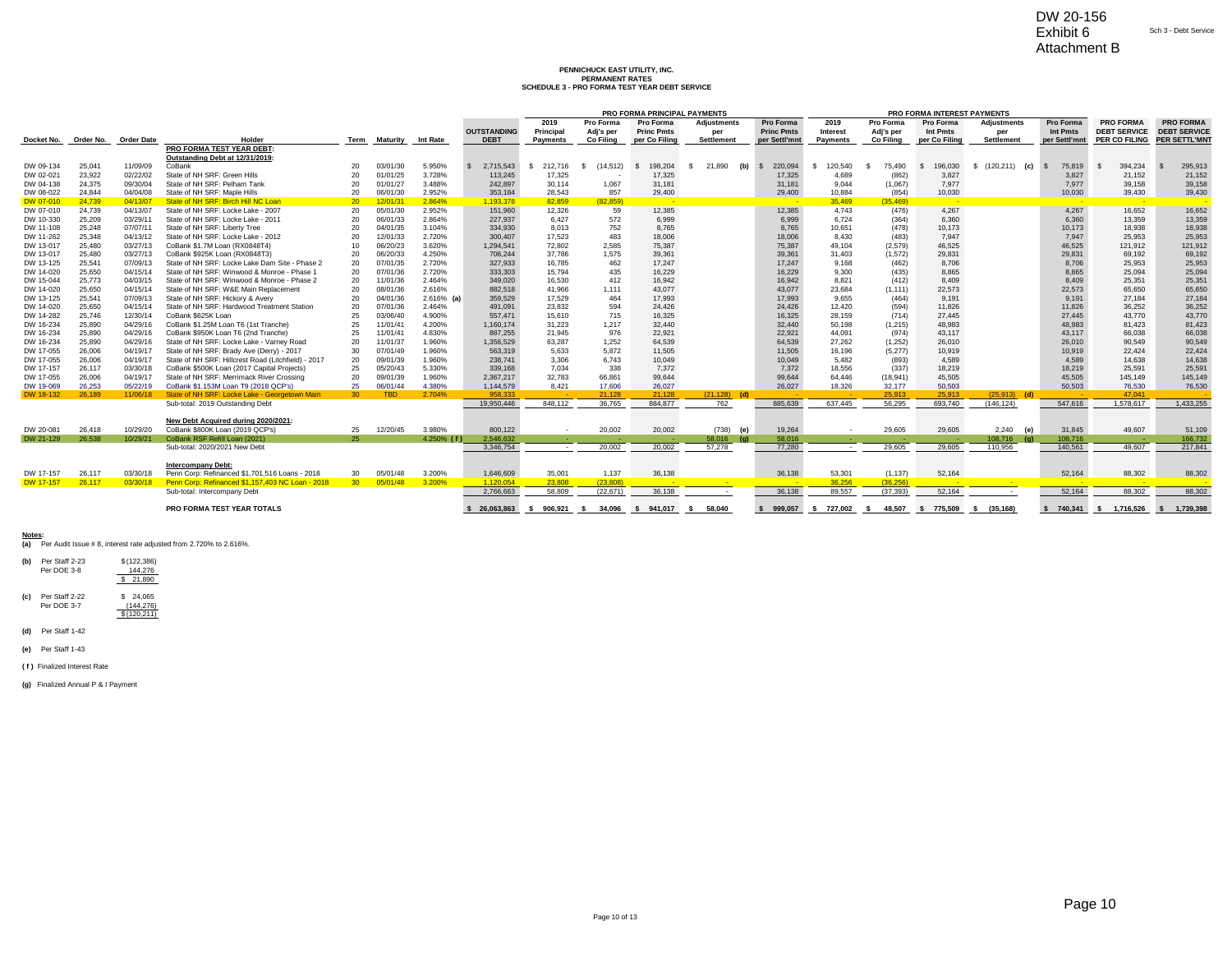DW 20-156
Exhibit 6
Attachment B

Sch 3 - Debt Service

**PENNICHUCK EAST UTILITY, INC.**
**PERMANENT RATES**
**SCHEDULE 3 - PRO FORMA TEST YEAR DEBT SERVICE**

| Docket No. | Order No. | Order Date | Holder | Term | Maturity | Int Rate | OUTSTANDING DEBT | 2019 Principal Payments | Pro Forma Adj's per Co Filing | Pro Forma Princ Pmts per Co Filing | Adjustments per Settlement | Pro Forma Princ Pmts per Settl'mnt | 2019 Interest Payments | Pro Forma Adj's per Co Filing | Pro Forma Int Pmts per Co Filing | Adjustments per Settlement | Pro Forma Int Pmts per Settl'mnt | PRO FORMA DEBT SERVICE PER CO FILING | PRO FORMA DEBT SERVICE PER SETTL'MNT |
|---|---|---|---|---|---|---|---|---|---|---|---|---|---|---|---|---|---|---|---|
| | | | **PRO FORMA TEST YEAR DEBT:** | | | | | | | | | | | | | | | | |
| | | | **Outstanding Debt at 12/31/2019:** | | | | | | | | | | | | | | | | |
| DW 09-134 | 25,041 | 11/09/09 | CoBank | 20 | 03/01/30 | 5.950% | $ 2,715,543 | $ 212,716 | $ (14,512) | $ 198,204 | $ 21,890 (b) | $ 220,094 | $ 120,540 | $ 75,490 | $ 196,030 | $ (120,211) (c) | $ 75,819 | $ 394,234 | $ 295,913 |
| DW 02-021 | 23,922 | 02/22/02 | State of NH SRF: Green Hills | 20 | 01/01/25 | 3.728% | 113,245 | 17,325 | - | 17,325 | | 17,325 | 4,689 | (862) | 3,827 | | 3,827 | 21,152 | 21,152 |
| DW 04-138 | 24,375 | 09/30/04 | State of NH SRF: Pelham Tank | 20 | 01/01/27 | 3.488% | 242,897 | 30,114 | 1,067 | 31,181 | | 31,181 | 9,044 | (1,067) | 7,977 | | 7,977 | 39,158 | 39,158 |
| DW 08-022 | 24,844 | 04/04/08 | State of NH SRF: Maple Hills | 20 | 06/01/30 | 2.952% | 353,184 | 28,543 | 857 | 29,400 | | 29,400 | 10,884 | (854) | 10,030 | | 10,030 | 39,430 | 39,430 |
| DW 07-010 | 24,739 | 04/13/07 | State of NH SRF: Birch Hill NC Loan | 20 | 12/01/31 | 2.864% | 1,193,378 | 82,859 | (82,859) | - | | - | 35,469 | (35,469) | - | | - | - | - |
| DW 07-010 | 24,739 | 04/13/07 | State of NH SRF: Locke Lake - 2007 | 20 | 05/01/30 | 2.952% | 151,960 | 12,326 | 59 | 12,385 | | 12,385 | 4,743 | (476) | 4,267 | | 4,267 | 16,652 | 16,652 |
| DW 10-330 | 25,209 | 03/29/11 | State of NH SRF: Locke Lake - 2011 | 20 | 06/01/33 | 2.864% | 227,937 | 6,427 | 572 | 6,999 | | 6,999 | 6,724 | (364) | 6,360 | | 6,360 | 13,359 | 13,359 |
| DW 11-108 | 25,248 | 07/07/11 | State of NH SRF: Liberty Tree | 20 | 04/01/35 | 3.104% | 334,930 | 8,013 | 752 | 8,765 | | 8,765 | 10,651 | (478) | 10,173 | | 10,173 | 18,938 | 18,938 |
| DW 11-262 | 25,348 | 04/13/12 | State of NH SRF: Locke Lake - 2012 | 20 | 12/01/33 | 2.720% | 300,407 | 17,523 | 483 | 18,006 | | 18,006 | 8,430 | (483) | 7,947 | | 7,947 | 25,953 | 25,953 |
| DW 13-017 | 25,480 | 03/27/13 | CoBank $1.7M Loan (RX0848T4) | 10 | 06/20/23 | 3.620% | 1,294,541 | 72,802 | 2,585 | 75,387 | | 75,387 | 49,104 | (2,579) | 46,525 | | 46,525 | 121,912 | 121,912 |
| DW 13-017 | 25,480 | 03/27/13 | CoBank $925K Loan (RX0848T3) | 20 | 06/20/33 | 4.250% | 706,244 | 37,786 | 1,575 | 39,361 | | 39,361 | 31,403 | (1,572) | 29,831 | | 29,831 | 69,192 | 69,192 |
| DW 13-125 | 25,541 | 07/09/13 | State of NH SRF: Locke Lake Dam Site - Phase 2 | 20 | 07/01/35 | 2.720% | 327,933 | 16,785 | 462 | 17,247 | | 17,247 | 9,168 | (462) | 8,706 | | 8,706 | 25,953 | 25,953 |
| DW 14-020 | 25,650 | 04/15/14 | State of NH SRF: Winwood & Monroe - Phase 1 | 20 | 07/01/36 | 2.720% | 333,303 | 15,794 | 435 | 16,229 | | 16,229 | 9,300 | (435) | 8,865 | | 8,865 | 25,094 | 25,094 |
| DW 15-044 | 25,773 | 04/03/15 | State of NH SRF: Winwood & Monroe - Phase 2 | 20 | 11/01/36 | 2.464% | 349,020 | 16,530 | 412 | 16,942 | | 16,942 | 8,821 | (412) | 8,409 | | 8,409 | 25,351 | 25,351 |
| DW 14-020 | 25,650 | 04/15/14 | State of NH SRF: W&E Main Replacement | 20 | 08/01/36 | 2.616% (a) | 882,518 | 41,966 | 1,111 | 43,077 | | 43,077 | 23,684 | (1,111) | 22,573 | | 22,573 | 65,650 | 65,650 |
| DW 13-125 | 25,541 | 07/09/13 | State of NH SRF: Hickory & Avery | 20 | 04/01/36 | 2.616% | 359,529 | 17,529 | 464 | 17,993 | | 17,993 | 9,655 | (464) | 9,191 | | 9,191 | 27,184 | 27,184 |
| DW 14-020 | 25,650 | 04/15/14 | State of NH SRF: Hardwood Treatment Station | 20 | 07/01/36 | 2.464% | 491,091 | 23,832 | 594 | 24,426 | | 24,426 | 12,420 | (594) | 11,826 | | 11,826 | 36,252 | 36,252 |
| DW 14-282 | 25,746 | 12/30/14 | CoBank $625K Loan | 25 | 03/06/40 | 4.900% | 557,471 | 15,610 | 715 | 16,325 | | 16,325 | 28,159 | (714) | 27,445 | | 27,445 | 43,770 | 43,770 |
| DW 16-234 | 25,890 | 04/29/16 | CoBank $1.25M Loan T6 (1st Tranche) | 25 | 11/01/41 | 4.200% | 1,160,174 | 31,223 | 1,217 | 32,440 | | 32,440 | 50,198 | (1,215) | 48,983 | | 48,983 | 81,423 | 81,423 |
| DW 16-234 | 25,890 | 04/29/16 | CoBank $950K Loan T6 (2nd Tranche) | 25 | 11/01/41 | 4.830% | 887,255 | 21,945 | 976 | 22,921 | | 22,921 | 44,091 | (974) | 43,117 | | 43,117 | 66,038 | 66,038 |
| DW 16-234 | 25,890 | 04/29/16 | State of NH SRF: Locke Lake - Varney Road | 20 | 11/01/37 | 1.960% | 1,356,529 | 63,287 | 1,252 | 64,539 | | 64,539 | 27,262 | (1,252) | 26,010 | | 26,010 | 90,549 | 90,549 |
| DW 17-055 | 26,006 | 04/19/17 | State of NH SRF: Brady Ave (Derry) - 2017 | 30 | 07/01/49 | 1.960% | 563,319 | 5,633 | 5,872 | 11,505 | | 11,505 | 16,196 | (5,277) | 10,919 | | 10,919 | 22,424 | 22,424 |
| DW 17-055 | 26,006 | 04/19/17 | State of NH SRF: Hillcrest Road (Litchfield) - 2017 | 20 | 09/01/39 | 1.960% | 238,741 | 3,306 | 6,743 | 10,049 | | 10,049 | 5,482 | (893) | 4,589 | | 4,589 | 14,638 | 14,638 |
| DW 17-157 | 26,117 | 03/30/18 | CoBank $500K Loan (2017 Capital Projects) | 25 | 05/20/43 | 5.330% | 339,168 | 7,034 | 338 | 7,372 | | 7,372 | 18,556 | (337) | 18,219 | | 18,219 | 25,591 | 25,591 |
| DW 17-055 | 26,006 | 04/19/17 | State of NH SRF: Merrimack River Crossing | 20 | 09/01/39 | 1.960% | 2,367,217 | 32,783 | 66,861 | 99,644 | | 99,644 | 64,446 | (18,941) | 45,505 | | 45,505 | 145,149 | 145,149 |
| DW 19-069 | 26,253 | 05/22/19 | CoBank $1.153M Loan T9 (2018 QCP's) | 25 | 06/01/44 | 4.380% | 1,144,579 | 8,421 | 17,606 | 26,027 | | 26,027 | 18,326 | 32,177 | 50,503 | | 50,503 | 76,530 | 76,530 |
| DW 18-132 | 26,189 | 11/06/18 | State of NH SRF: Locke Lake - Georgetown Main | 30 | TBD | 2.704% | 958,333 | - | 21,128 | 21,128 | (21,128) (d) | - | - | 25,913 | 25,913 | (25,913) (d) | - | 47,041 | - |
| | | | Sub-total: 2019 Outstanding Debt | | | | 19,950,446 | 848,112 | 36,765 | 884,877 | 762 | 885,639 | 637,445 | 56,295 | 693,740 | (146,124) | 547,616 | 1,578,617 | 1,433,255 |
| | | | **New Debt Acquired during 2020/2021:** | | | | | | | | | | | | | | | | |
| DW 20-081 | 26,418 | 10/29/20 | CoBank $800K Loan (2019 QCP's) | 25 | 12/20/45 | 3.980% | 800,122 | - | 20,002 | 20,002 | (738) (e) | 19,264 | - | 29,605 | 29,605 | 2,240 (e) | 31,845 | 49,607 | 51,109 |
| DW 21-129 | 26,538 | 10/29/21 | CoBank RSF Refill Loan (2021) | 25 | | 4.250% (f) | 2,546,632 | - | - | - | 58,016 (g) | 58,016 | - | - | - | 108,716 (g) | 108,716 | - | 166,732 |
| | | | Sub-total: 2020/2021 New Debt | | | | 3,346,754 | - | 20,002 | 20,002 | 57,278 | 77,280 | - | 29,605 | 29,605 | 110,956 | 140,561 | 49,607 | 217,841 |
| | | | **Intercompany Debt:** | | | | | | | | | | | | | | | | |
| DW 17-157 | 26,117 | 03/30/18 | Penn Corp: Refinanced $1,701,516 Loans - 2018 | 30 | 05/01/48 | 3.200% | 1,646,609 | 35,001 | 1,137 | 36,138 | | 36,138 | 53,301 | (1,137) | 52,164 | | 52,164 | 88,302 | 88,302 |
| DW 17-157 | 26,117 | 03/30/18 | Penn Corp: Refinanced $1,157,403 NC Loan - 2018 | 30 | 05/01/48 | 3.200% | 1,120,054 | 23,808 | (23,808) | - | - | - | 36,256 | (36,256) | - | - | - | - | - |
| | | | Sub-total: Intercompany Debt | | | | 2,766,663 | 58,809 | (22,671) | 36,138 | - | 36,138 | 89,557 | (37,393) | 52,164 | - | 52,164 | 88,302 | 88,302 |
| | | | **PRO FORMA TEST YEAR TOTALS** | | | | $ 26,063,863 | $ 906,921 | $ 34,096 | $ 941,017 | $ 58,040 | $ 999,057 | $ 727,002 | $ 48,507 | $ 775,509 | $ (35,168) | $ 740,341 | $ 1,716,526 | $ 1,739,398 |

**Notes:**

(a) Per Audit Issue # 8, interest rate adjusted from 2.720% to 2.616%.

(b) Per Staff 2-23 $ (122,386)
Per DOE 3-8 144,276
$ 21,890

(c) Per Staff 2-22 $ 24,065
Per DOE 3-7 (144,276)
$ (120,211)

(d) Per Staff 1-42

(e) Per Staff 1-43

(f) Finalized Interest Rate

(g) Finalized Annual P & I Payment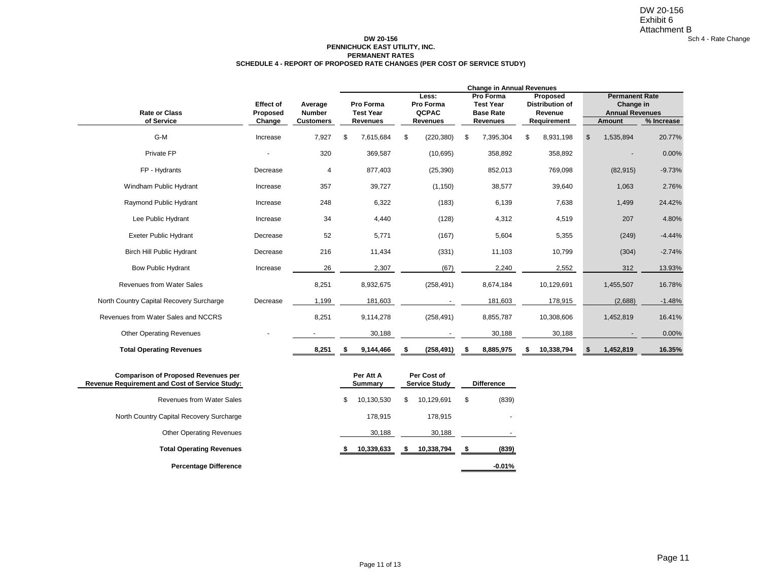DW 20-156
Exhibit 6
Attachment B

Sch 4 - Rate Change

**DW 20-156**
**PENNICHUCK EAST UTILITY, INC.**
**PERMANENT RATES**
**SCHEDULE 4 - REPORT OF PROPOSED RATE CHANGES (PER COST OF SERVICE STUDY)**

| | | | Change in Annual Revenues | | | | | |
|---|---|---|---|---|---|---|---|---|
| **Rate or Class of Service** | **Effect of Proposed Change** | **Average Number Customers** | **Pro Forma Test Year Revenues** | **Less: Pro Forma QCPAC Revenues** | **Pro Forma Test Year Base Rate Revenues** | **Proposed Distribution of Revenue Requirement** | **Permanent Rate Change in Annual Revenues Amount** | **Permanent Rate Change in Annual Revenues % Increase** |
| G-M | Increase | 7,927 | $ 7,615,684 | $ (220,380) | $ 7,395,304 | $ 8,931,198 | $ 1,535,894 | 20.77% |
| Private FP | - | 320 | 369,587 | (10,695) | 358,892 | 358,892 | - | 0.00% |
| FP - Hydrants | Decrease | 4 | 877,403 | (25,390) | 852,013 | 769,098 | (82,915) | -9.73% |
| Windham Public Hydrant | Increase | 357 | 39,727 | (1,150) | 38,577 | 39,640 | 1,063 | 2.76% |
| Raymond Public Hydrant | Increase | 248 | 6,322 | (183) | 6,139 | 7,638 | 1,499 | 24.42% |
| Lee Public Hydrant | Increase | 34 | 4,440 | (128) | 4,312 | 4,519 | 207 | 4.80% |
| Exeter Public Hydrant | Decrease | 52 | 5,771 | (167) | 5,604 | 5,355 | (249) | -4.44% |
| Birch Hill Public Hydrant | Decrease | 216 | 11,434 | (331) | 11,103 | 10,799 | (304) | -2.74% |
| Bow Public Hydrant | Increase | 26 | 2,307 | (67) | 2,240 | 2,552 | 312 | 13.93% |
| Revenues from Water Sales | | 8,251 | 8,932,675 | (258,491) | 8,674,184 | 10,129,691 | 1,455,507 | 16.78% |
| North Country Capital Recovery Surcharge | Decrease | 1,199 | 181,603 | - | 181,603 | 178,915 | (2,688) | -1.48% |
| Revenues from Water Sales and NCCRS | | 8,251 | 9,114,278 | (258,491) | 8,855,787 | 10,308,606 | 1,452,819 | 16.41% |
| Other Operating Revenues | - | - | 30,188 | - | 30,188 | 30,188 | - | 0.00% |
| **Total Operating Revenues** | | **8,251** | **$ 9,144,466** | **$ (258,491)** | **$ 8,885,975** | **$ 10,338,794** | **$ 1,452,819** | **16.35%** |

| **Comparison of Proposed Revenues per Revenue Requirement and Cost of Service Study:** | **Per Att A Summary** | **Per Cost of Service Study** | **Difference** |
|---|---|---|---|
| Revenues from Water Sales | $ 10,130,530 | $ 10,129,691 | $ (839) |
| North Country Capital Recovery Surcharge | 178,915 | 178,915 | - |
| Other Operating Revenues | 30,188 | 30,188 | - |
| **Total Operating Revenues** | **$ 10,339,633** | **$ 10,338,794** | **$ (839)** |
| **Percentage Difference** | | | **-0.01%** |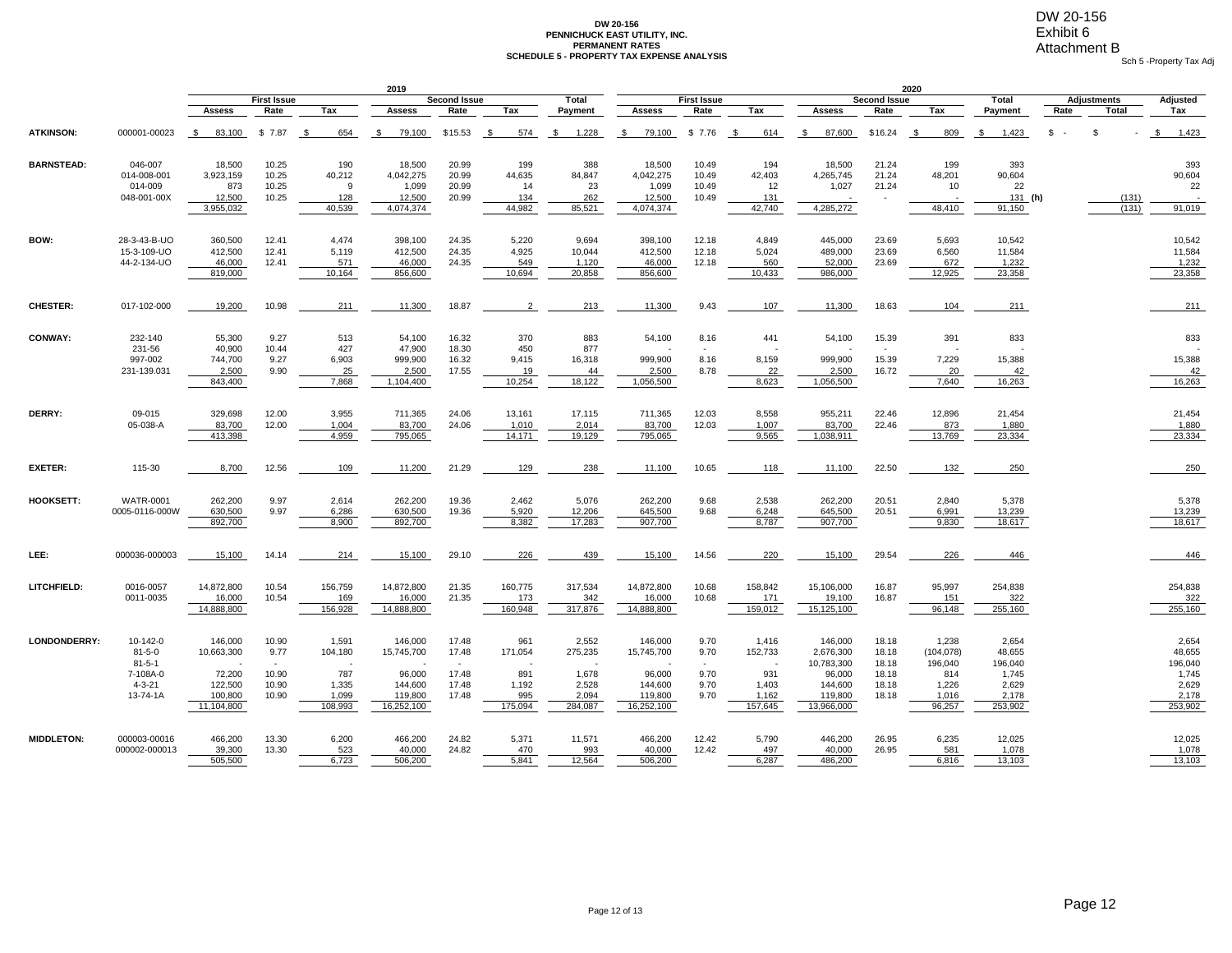DW 20-156
Exhibit 6
Attachment B
Sch 5 -Property Tax Adj

**DW 20-156**
**PENNICHUCK EAST UTILITY, INC.**
**PERMANENT RATES**
**SCHEDULE 5 - PROPERTY TAX EXPENSE ANALYSIS**

| | | 2019 | | | | | | | 2020 | | | | | | | | | |
|---|---|---|---|---|---|---|---|---|---|---|---|---|---|---|---|---|---|---|
| | | First Issue | | | Second Issue | | | Total | First Issue | | | Second Issue | | | Total | Adjustments | | Adjusted |
| | | Assess | Rate | Tax | Assess | Rate | Tax | Payment | Assess | Rate | Tax | Assess | Rate | Tax | Payment | Rate | Total | Tax |
| **ATKINSON:** | 000001-00023 | $ 83,100 | $ 7.87 | $ 654 | $ 79,100 | $15.53 | $ 574 | $ 1,228 | $ 79,100 | $ 7.76 | $ 614 | $ 87,600 | $16.24 | $ 809 | $ 1,423 | $ - | $ - | $ 1,423 |
| **BARNSTEAD:** | 046-007 | 18,500 | 10.25 | 190 | 18,500 | 20.99 | 199 | 388 | 18,500 | 10.49 | 194 | 18,500 | 21.24 | 199 | 393 | | | 393 |
| | 014-008-001 | 3,923,159 | 10.25 | 40,212 | 4,042,275 | 20.99 | 44,635 | 84,847 | 4,042,275 | 10.49 | 42,403 | 4,265,745 | 21.24 | 48,201 | 90,604 | | | 90,604 |
| | 014-009 | 873 | 10.25 | 9 | 1,099 | 20.99 | 14 | 23 | 1,099 | 10.49 | 12 | 1,027 | 21.24 | 10 | 22 | | | 22 |
| | 048-001-00X | 12,500 | 10.25 | 128 | 12,500 | 20.99 | 134 | 262 | 12,500 | 10.49 | 131 | - | - | - | 131 (h) | | (131) | - |
| | | 3,955,032 | | 40,539 | 4,074,374 | | 44,982 | 85,521 | 4,074,374 | | 42,740 | 4,285,272 | | 48,410 | 91,150 | | (131) | 91,019 |
| **BOW:** | 28-3-43-B-UO | 360,500 | 12.41 | 4,474 | 398,100 | 24.35 | 5,220 | 9,694 | 398,100 | 12.18 | 4,849 | 445,000 | 23.69 | 5,693 | 10,542 | | | 10,542 |
| | 15-3-109-UO | 412,500 | 12.41 | 5,119 | 412,500 | 24.35 | 4,925 | 10,044 | 412,500 | 12.18 | 5,024 | 489,000 | 23.69 | 6,560 | 11,584 | | | 11,584 |
| | 44-2-134-UO | 46,000 | 12.41 | 571 | 46,000 | 24.35 | 549 | 1,120 | 46,000 | 12.18 | 560 | 52,000 | 23.69 | 672 | 1,232 | | | 1,232 |
| | | 819,000 | | 10,164 | 856,600 | | 10,694 | 20,858 | 856,600 | | 10,433 | 986,000 | | 12,925 | 23,358 | | | 23,358 |
| **CHESTER:** | 017-102-000 | 19,200 | 10.98 | 211 | 11,300 | 18.87 | 2 | 213 | 11,300 | 9.43 | 107 | 11,300 | 18.63 | 104 | 211 | | | 211 |
| **CONWAY:** | 232-140 | 55,300 | 9.27 | 513 | 54,100 | 16.32 | 370 | 883 | 54,100 | 8.16 | 441 | 54,100 | 15.39 | 391 | 833 | | | 833 |
| | 231-56 | 40,900 | 10.44 | 427 | 47,900 | 18.30 | 450 | 877 | - | - | - | - | - | - | - | | | - |
| | 997-002 | 744,700 | 9.27 | 6,903 | 999,900 | 16.32 | 9,415 | 16,318 | 999,900 | 8.16 | 8,159 | 999,900 | 15.39 | 7,229 | 15,388 | | | 15,388 |
| | 231-139.031 | 2,500 | 9.90 | 25 | 2,500 | 17.55 | 19 | 44 | 2,500 | 8.78 | 22 | 2,500 | 16.72 | 20 | 42 | | | 42 |
| | | 843,400 | | 7,868 | 1,104,400 | | 10,254 | 18,122 | 1,056,500 | | 8,623 | 1,056,500 | | 7,640 | 16,263 | | | 16,263 |
| **DERRY:** | 09-015 | 329,698 | 12.00 | 3,955 | 711,365 | 24.06 | 13,161 | 17,115 | 711,365 | 12.03 | 8,558 | 955,211 | 22.46 | 12,896 | 21,454 | | | 21,454 |
| | 05-038-A | 83,700 | 12.00 | 1,004 | 83,700 | 24.06 | 1,010 | 2,014 | 83,700 | 12.03 | 1,007 | 83,700 | 22.46 | 873 | 1,880 | | | 1,880 |
| | | 413,398 | | 4,959 | 795,065 | | 14,171 | 19,129 | 795,065 | | 9,565 | 1,038,911 | | 13,769 | 23,334 | | | 23,334 |
| **EXETER:** | 115-30 | 8,700 | 12.56 | 109 | 11,200 | 21.29 | 129 | 238 | 11,100 | 10.65 | 118 | 11,100 | 22.50 | 132 | 250 | | | 250 |
| **HOOKSETT:** | WATR-0001 | 262,200 | 9.97 | 2,614 | 262,200 | 19.36 | 2,462 | 5,076 | 262,200 | 9.68 | 2,538 | 262,200 | 20.51 | 2,840 | 5,378 | | | 5,378 |
| | 0005-0116-000W | 630,500 | 9.97 | 6,286 | 630,500 | 19.36 | 5,920 | 12,206 | 645,500 | 9.68 | 6,248 | 645,500 | 20.51 | 6,991 | 13,239 | | | 13,239 |
| | | 892,700 | | 8,900 | 892,700 | | 8,382 | 17,283 | 907,700 | | 8,787 | 907,700 | | 9,830 | 18,617 | | | 18,617 |
| **LEE:** | 000036-000003 | 15,100 | 14.14 | 214 | 15,100 | 29.10 | 226 | 439 | 15,100 | 14.56 | 220 | 15,100 | 29.54 | 226 | 446 | | | 446 |
| **LITCHFIELD:** | 0016-0057 | 14,872,800 | 10.54 | 156,759 | 14,872,800 | 21.35 | 160,775 | 317,534 | 14,872,800 | 10.68 | 158,842 | 15,106,000 | 16.87 | 95,997 | 254,838 | | | 254,838 |
| | 0011-0035 | 16,000 | 10.54 | 169 | 16,000 | 21.35 | 173 | 342 | 16,000 | 10.68 | 171 | 19,100 | 16.87 | 151 | 322 | | | 322 |
| | | 14,888,800 | | 156,928 | 14,888,800 | | 160,948 | 317,876 | 14,888,800 | | 159,012 | 15,125,100 | | 96,148 | 255,160 | | | 255,160 |
| **LONDONDERRY:** | 10-142-0 | 146,000 | 10.90 | 1,591 | 146,000 | 17.48 | 961 | 2,552 | 146,000 | 9.70 | 1,416 | 146,000 | 18.18 | 1,238 | 2,654 | | | 2,654 |
| | 81-5-0 | 10,663,300 | 9.77 | 104,180 | 15,745,700 | 17.48 | 171,054 | 275,235 | 15,745,700 | 9.70 | 152,733 | 2,676,300 | 18.18 | (104,078) | 48,655 | | | 48,655 |
| | 81-5-1 | - | - | - | - | - | - | - | - | - | - | 10,783,300 | 18.18 | 196,040 | 196,040 | | | 196,040 |
| | 7-108A-0 | 72,200 | 10.90 | 787 | 96,000 | 17.48 | 891 | 1,678 | 96,000 | 9.70 | 931 | 96,000 | 18.18 | 814 | 1,745 | | | 1,745 |
| | 4-3-21 | 122,500 | 10.90 | 1,335 | 144,600 | 17.48 | 1,192 | 2,528 | 144,600 | 9.70 | 1,403 | 144,600 | 18.18 | 1,226 | 2,629 | | | 2,629 |
| | 13-74-1A | 100,800 | 10.90 | 1,099 | 119,800 | 17.48 | 995 | 2,094 | 119,800 | 9.70 | 1,162 | 119,800 | 18.18 | 1,016 | 2,178 | | | 2,178 |
| | | 11,104,800 | | 108,993 | 16,252,100 | | 175,094 | 284,087 | 16,252,100 | | 157,645 | 13,966,000 | | 96,257 | 253,902 | | | 253,902 |
| **MIDDLETON:** | 000003-00016 | 466,200 | 13.30 | 6,200 | 466,200 | 24.82 | 5,371 | 11,571 | 466,200 | 12.42 | 5,790 | 446,200 | 26.95 | 6,235 | 12,025 | | | 12,025 |
| | 000002-000013 | 39,300 | 13.30 | 523 | 40,000 | 24.82 | 470 | 993 | 40,000 | 12.42 | 497 | 40,000 | 26.95 | 581 | 1,078 | | | 1,078 |
| | | 505,500 | | 6,723 | 506,200 | | 5,841 | 12,564 | 506,200 | | 6,287 | 486,200 | | 6,816 | 13,103 | | | 13,103 |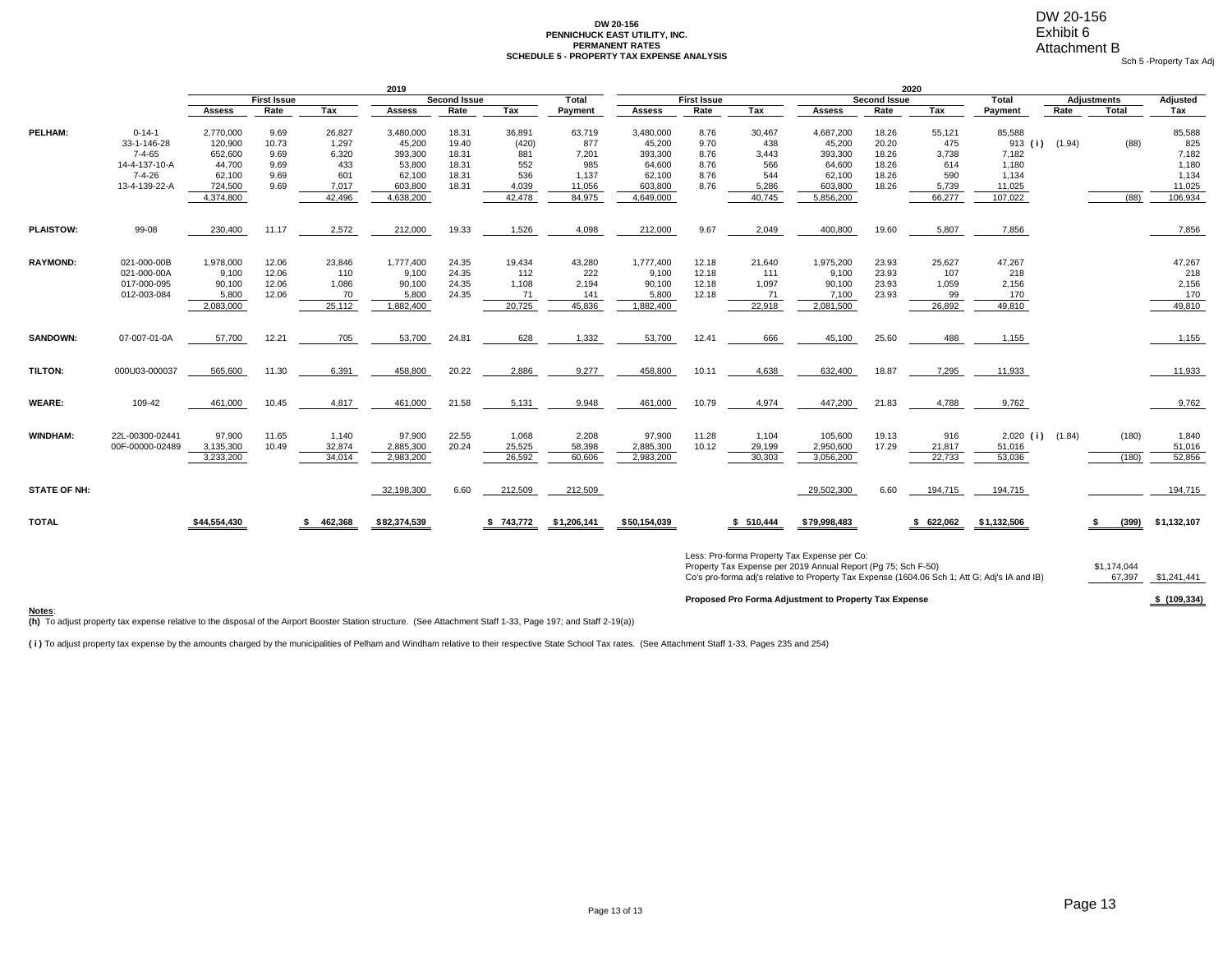**DW 20-156**
**PENNICHUCK EAST UTILITY, INC.**
**PERMANENT RATES**
**SCHEDULE 5 - PROPERTY TAX EXPENSE ANALYSIS**

DW 20-156
Exhibit 6
Attachment B
Sch 5 -Property Tax Adj

| | | 2019 | | | | | | | 2020 | | | | | | | | | |
|---|---|---|---|---|---|---|---|---|---|---|---|---|---|---|---|---|---|---|
| | | First Issue | | | Second Issue | | | Total | First Issue | | | Second Issue | | | Total | Adjustments | | Adjusted |
| | | Assess | Rate | Tax | Assess | Rate | Tax | Payment | Assess | Rate | Tax | Assess | Rate | Tax | Payment | Rate | Total | Tax |
| **PELHAM:** | 0-14-1 | 2,770,000 | 9.69 | 26,827 | 3,480,000 | 18.31 | 36,891 | 63,719 | 3,480,000 | 8.76 | 30,467 | 4,687,200 | 18.26 | 55,121 | 85,588 | | | 85,588 |
| | 33-1-146-28 | 120,900 | 10.73 | 1,297 | 45,200 | 19.40 | (420) | 877 | 45,200 | 9.70 | 438 | 45,200 | 20.20 | 475 | 913 **( i )** | (1.94) | (88) | 825 |
| | 7-4-65 | 652,600 | 9.69 | 6,320 | 393,300 | 18.31 | 881 | 7,201 | 393,300 | 8.76 | 3,443 | 393,300 | 18.26 | 3,738 | 7,182 | | | 7,182 |
| | 14-4-137-10-A | 44,700 | 9.69 | 433 | 53,800 | 18.31 | 552 | 985 | 64,600 | 8.76 | 566 | 64,600 | 18.26 | 614 | 1,180 | | | 1,180 |
| | 7-4-26 | 62,100 | 9.69 | 601 | 62,100 | 18.31 | 536 | 1,137 | 62,100 | 8.76 | 544 | 62,100 | 18.26 | 590 | 1,134 | | | 1,134 |
| | 13-4-139-22-A | 724,500 | 9.69 | 7,017 | 603,800 | 18.31 | 4,039 | 11,056 | 603,800 | 8.76 | 5,286 | 603,800 | 18.26 | 5,739 | 11,025 | | | 11,025 |
| | | 4,374,800 | | 42,496 | 4,638,200 | | 42,478 | 84,975 | 4,649,000 | | 40,745 | 5,856,200 | | 66,277 | 107,022 | | (88) | 106,934 |
| **PLAISTOW:** | 99-08 | 230,400 | 11.17 | 2,572 | 212,000 | 19.33 | 1,526 | 4,098 | 212,000 | 9.67 | 2,049 | 400,800 | 19.60 | 5,807 | 7,856 | | | 7,856 |
| **RAYMOND:** | 021-000-00B | 1,978,000 | 12.06 | 23,846 | 1,777,400 | 24.35 | 19,434 | 43,280 | 1,777,400 | 12.18 | 21,640 | 1,975,200 | 23.93 | 25,627 | 47,267 | | | 47,267 |
| | 021-000-00A | 9,100 | 12.06 | 110 | 9,100 | 24.35 | 112 | 222 | 9,100 | 12.18 | 111 | 9,100 | 23.93 | 107 | 218 | | | 218 |
| | 017-000-095 | 90,100 | 12.06 | 1,086 | 90,100 | 24.35 | 1,108 | 2,194 | 90,100 | 12.18 | 1,097 | 90,100 | 23.93 | 1,059 | 2,156 | | | 2,156 |
| | 012-003-084 | 5,800 | 12.06 | 70 | 5,800 | 24.35 | 71 | 141 | 5,800 | 12.18 | 71 | 7,100 | 23.93 | 99 | 170 | | | 170 |
| | | 2,083,000 | | 25,112 | 1,882,400 | | 20,725 | 45,836 | 1,882,400 | | 22,918 | 2,081,500 | | 26,892 | 49,810 | | | 49,810 |
| **SANDOWN:** | 07-007-01-0A | 57,700 | 12.21 | 705 | 53,700 | 24.81 | 628 | 1,332 | 53,700 | 12.41 | 666 | 45,100 | 25.60 | 488 | 1,155 | | | 1,155 |
| **TILTON:** | 000U03-000037 | 565,600 | 11.30 | 6,391 | 458,800 | 20.22 | 2,886 | 9,277 | 458,800 | 10.11 | 4,638 | 632,400 | 18.87 | 7,295 | 11,933 | | | 11,933 |
| **WEARE:** | 109-42 | 461,000 | 10.45 | 4,817 | 461,000 | 21.58 | 5,131 | 9,948 | 461,000 | 10.79 | 4,974 | 447,200 | 21.83 | 4,788 | 9,762 | | | 9,762 |
| **WINDHAM:** | 22L-00300-02441 | 97,900 | 11.65 | 1,140 | 97,900 | 22.55 | 1,068 | 2,208 | 97,900 | 11.28 | 1,104 | 105,600 | 19.13 | 916 | 2,020 **( i )** | (1.84) | (180) | 1,840 |
| | 00F-00000-02489 | 3,135,300 | 10.49 | 32,874 | 2,885,300 | 20.24 | 25,525 | 58,398 | 2,885,300 | 10.12 | 29,199 | 2,950,600 | 17.29 | 21,817 | 51,016 | | | 51,016 |
| | | 3,233,200 | | 34,014 | 2,983,200 | | 26,592 | 60,606 | 2,983,200 | | 30,303 | 3,056,200 | | 22,733 | 53,036 | | (180) | 52,856 |
| **STATE OF NH:** | | | | | 32,198,300 | 6.60 | 212,509 | 212,509 | | | | 29,502,300 | 6.60 | 194,715 | 194,715 | | | 194,715 |
| **TOTAL** | | $44,554,430 | | $ 462,368 | $82,374,539 | | $ 743,772 | $1,206,141 | $50,154,039 | | $ 510,444 | $79,998,483 | | $ 622,062 | $1,132,506 | | $ (399) | $1,132,107 |

| | | |
|---|---|---|
| Less: Pro-forma Property Tax Expense per Co: | | |
| Property Tax Expense per 2019 Annual Report (Pg 75; Sch F-50) | $1,174,044 | |
| Co's pro-forma adj's relative to Property Tax Expense (1604.06 Sch 1; Att G; Adj's IA and IB) | 67,397 | $1,241,441 |
| **Proposed Pro Forma Adjustment to Property Tax Expense** | | **$ (109,334)** |

**Notes**:
**(h)** To adjust property tax expense relative to the disposal of the Airport Booster Station structure. (See Attachment Staff 1-33, Page 197; and Staff 2-19(a))

**( i )** To adjust property tax expense by the amounts charged by the municipalities of Pelham and Windham relative to their respective State School Tax rates. (See Attachment Staff 1-33, Pages 235 and 254)